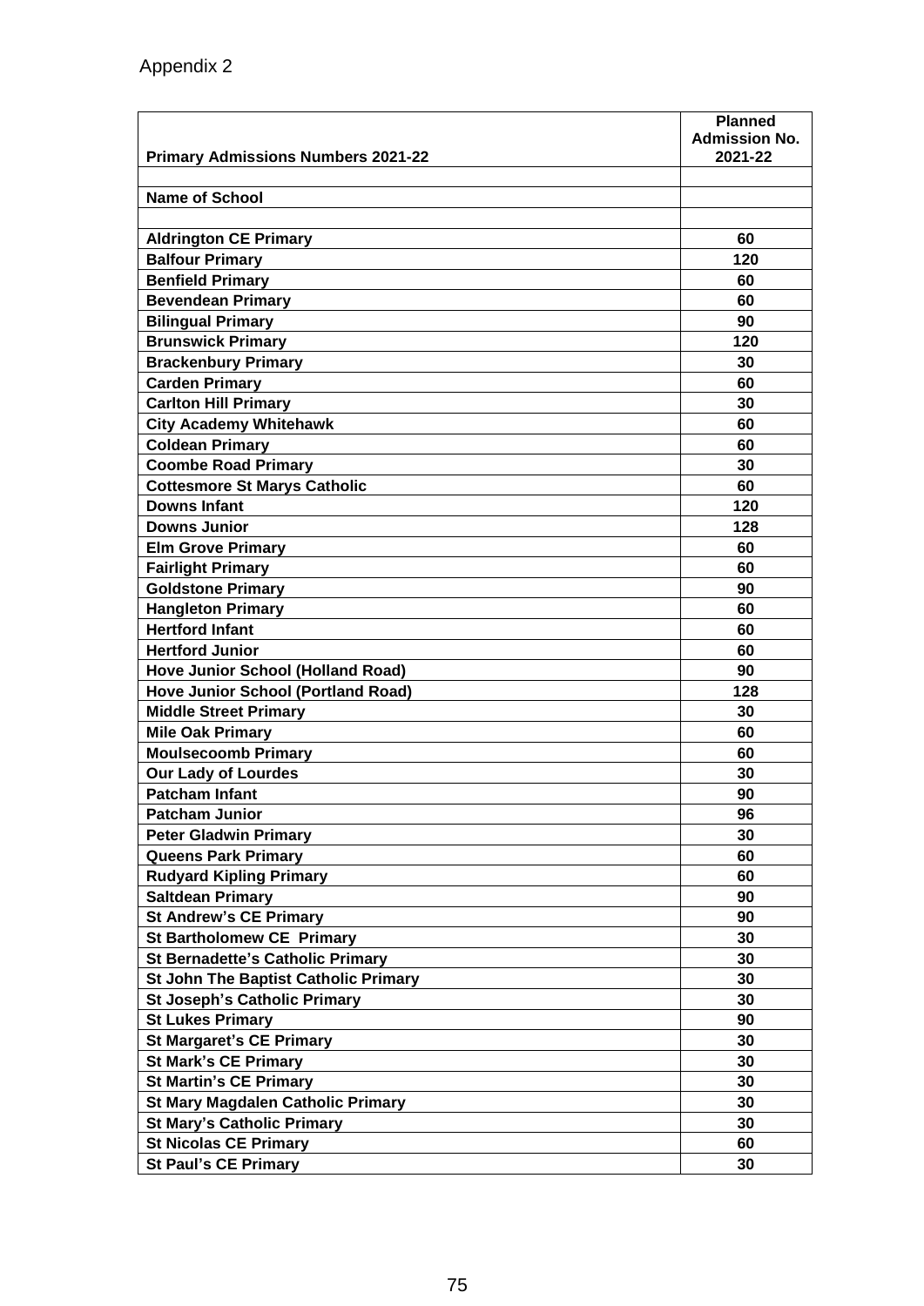Appendix 2

| Primary Admissions Numbers 2021-22 | Planned Admission No. 2021-22 |
|---|---|
| | |
| **Name of School** | |
| | |
| Aldrington CE Primary | 60 |
| Balfour Primary | 120 |
| Benfield Primary | 60 |
| Bevendean Primary | 60 |
| Bilingual Primary | 90 |
| Brunswick Primary | 120 |
| Brackenbury Primary | 30 |
| Carden Primary | 60 |
| Carlton Hill Primary | 30 |
| City Academy Whitehawk | 60 |
| Coldean Primary | 60 |
| Coombe Road Primary | 30 |
| Cottesmore St Marys Catholic | 60 |
| Downs Infant | 120 |
| Downs Junior | 128 |
| Elm Grove Primary | 60 |
| Fairlight Primary | 60 |
| Goldstone Primary | 90 |
| Hangleton Primary | 60 |
| Hertford Infant | 60 |
| Hertford Junior | 60 |
| Hove Junior School (Holland Road) | 90 |
| Hove Junior School (Portland Road) | 128 |
| Middle Street Primary | 30 |
| Mile Oak Primary | 60 |
| Moulsecoomb Primary | 60 |
| Our Lady of Lourdes | 30 |
| Patcham Infant | 90 |
| Patcham Junior | 96 |
| Peter Gladwin Primary | 30 |
| Queens Park Primary | 60 |
| Rudyard Kipling Primary | 60 |
| Saltdean Primary | 90 |
| St Andrew's CE Primary | 90 |
| St Bartholomew CE Primary | 30 |
| St Bernadette's Catholic Primary | 30 |
| St John The Baptist Catholic Primary | 30 |
| St Joseph's Catholic Primary | 30 |
| St Lukes Primary | 90 |
| St Margaret's CE Primary | 30 |
| St Mark's CE Primary | 30 |
| St Martin's CE Primary | 30 |
| St Mary Magdalen Catholic Primary | 30 |
| St Mary's Catholic Primary | 30 |
| St Nicolas CE Primary | 60 |
| St Paul's CE Primary | 30 |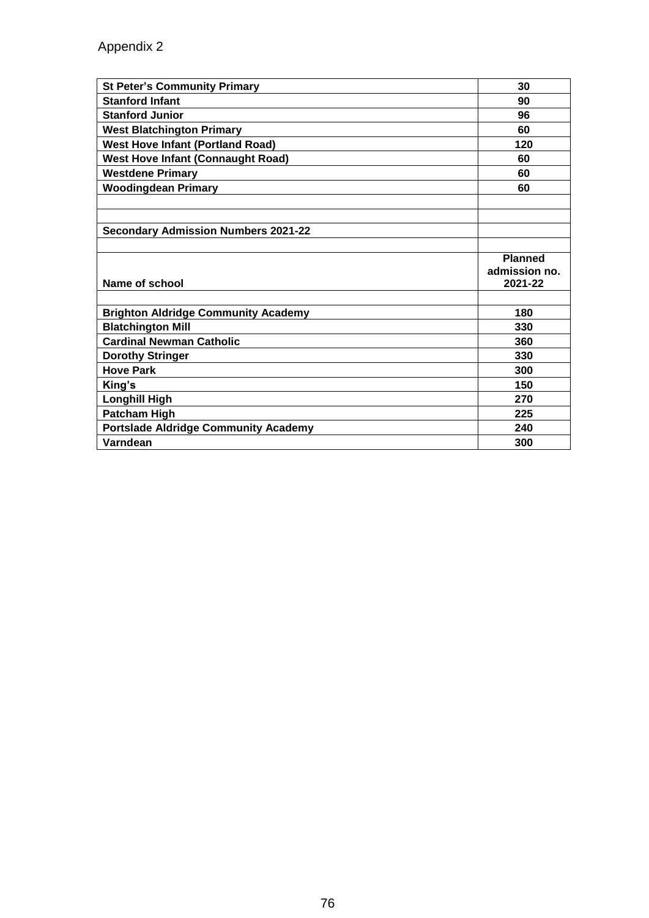Appendix 2

| | |
|---|---|
| **St Peter's Community Primary** | **30** |
| **Stanford Infant** | **90** |
| **Stanford Junior** | **96** |
| **West Blatchington Primary** | **60** |
| **West Hove Infant (Portland Road)** | **120** |
| **West Hove Infant (Connaught Road)** | **60** |
| **Westdene Primary** | **60** |
| **Woodingdean Primary** | **60** |
| | |
| | |
| **Secondary Admission Numbers 2021-22** | |
| | |
| **Name of school** | **Planned admission no. 2021-22** |
| | |
| **Brighton Aldridge Community Academy** | **180** |
| **Blatchington Mill** | **330** |
| **Cardinal Newman Catholic** | **360** |
| **Dorothy Stringer** | **330** |
| **Hove Park** | **300** |
| **King's** | **150** |
| **Longhill High** | **270** |
| **Patcham High** | **225** |
| **Portslade Aldridge Community Academy** | **240** |
| **Varndean** | **300** |